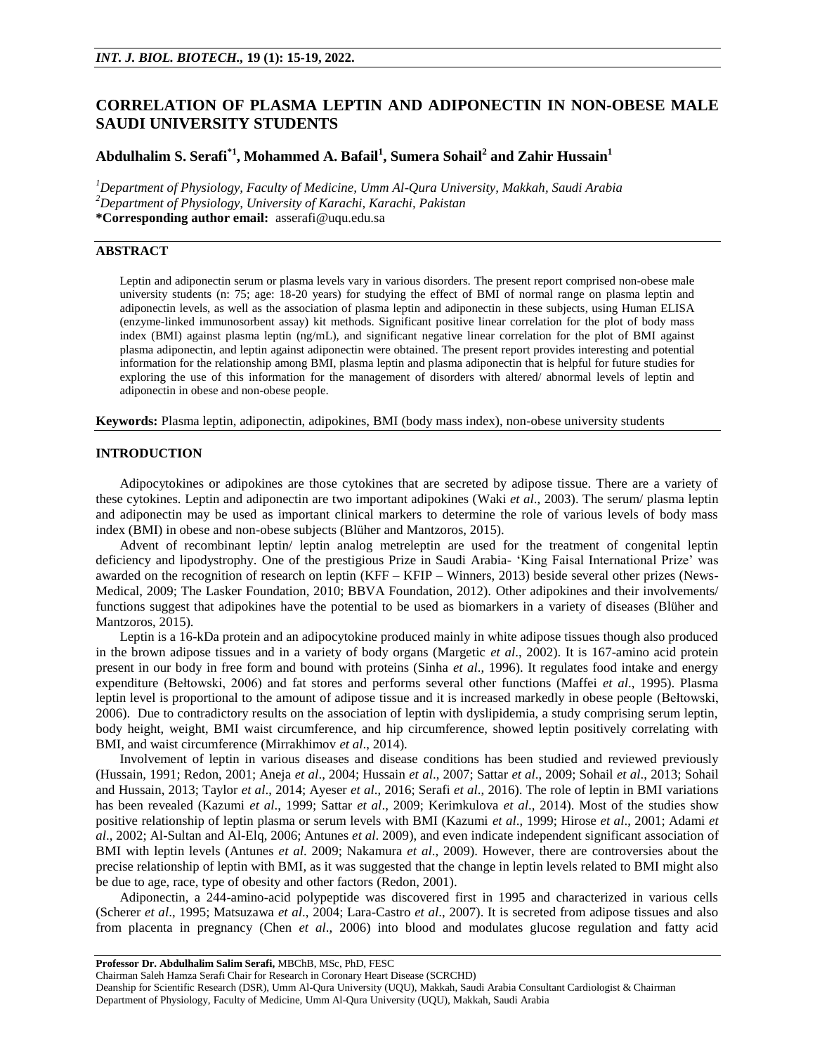# CORRELATION OF PLASMA LEPTIN AND ADIPONECTIN IN NON-OBESE MALE SAUDI UNIVERSITY STUDENTS

**Abdulhalim S. Serafi[*1], Mohammed A. Bafail[1], Sumera Sohail[2] and Zahir Hussain[1]**

*[1]Department of Physiology, Faculty of Medicine, Umm Al-Qura University, Makkah, Saudi Arabia*
*[2]Department of Physiology, University of Karachi, Karachi, Pakistan*
**\*Corresponding author email:** asserafi@uqu.edu.sa

## ABSTRACT

Leptin and adiponectin serum or plasma levels vary in various disorders. The present report comprised non-obese male university students (n: 75; age: 18-20 years) for studying the effect of BMI of normal range on plasma leptin and adiponectin levels, as well as the association of plasma leptin and adiponectin in these subjects, using Human ELISA (enzyme-linked immunosorbent assay) kit methods. Significant positive linear correlation for the plot of body mass index (BMI) against plasma leptin (ng/mL), and significant negative linear correlation for the plot of BMI against plasma adiponectin, and leptin against adiponectin were obtained. The present report provides interesting and potential information for the relationship among BMI, plasma leptin and plasma adiponectin that is helpful for future studies for exploring the use of this information for the management of disorders with altered/ abnormal levels of leptin and adiponectin in obese and non-obese people.

**Keywords:** Plasma leptin, adiponectin, adipokines, BMI (body mass index), non-obese university students

## INTRODUCTION

Adipocytokines or adipokines are those cytokines that are secreted by adipose tissue. There are a variety of these cytokines. Leptin and adiponectin are two important adipokines (Waki *et al*., 2003). The serum/ plasma leptin and adiponectin may be used as important clinical markers to determine the role of various levels of body mass index (BMI) in obese and non-obese subjects (Blüher and Mantzoros, 2015).

Advent of recombinant leptin/ leptin analog metreleptin are used for the treatment of congenital leptin deficiency and lipodystrophy. One of the prestigious Prize in Saudi Arabia- 'King Faisal International Prize' was awarded on the recognition of research on leptin (KFF – KFIP – Winners, 2013) beside several other prizes (News-Medical, 2009; The Lasker Foundation, 2010; BBVA Foundation, 2012). Other adipokines and their involvements/ functions suggest that adipokines have the potential to be used as biomarkers in a variety of diseases (Blüher and Mantzoros, 2015).

Leptin is a 16-kDa protein and an adipocytokine produced mainly in white adipose tissues though also produced in the brown adipose tissues and in a variety of body organs (Margetic *et al*., 2002). It is 167-amino acid protein present in our body in free form and bound with proteins (Sinha *et al*., 1996). It regulates food intake and energy expenditure (Bełtowski, 2006) and fat stores and performs several other functions (Maffei *et al*., 1995). Plasma leptin level is proportional to the amount of adipose tissue and it is increased markedly in obese people (Bełtowski, 2006). Due to contradictory results on the association of leptin with dyslipidemia, a study comprising serum leptin, body height, weight, BMI waist circumference, and hip circumference, showed leptin positively correlating with BMI, and waist circumference (Mirrakhimov *et al*., 2014).

Involvement of leptin in various diseases and disease conditions has been studied and reviewed previously (Hussain, 1991; Redon, 2001; Aneja *et al*., 2004; Hussain *et al*., 2007; Sattar *et al*., 2009; Sohail *et al*., 2013; Sohail and Hussain, 2013; Taylor *et al*., 2014; Ayeser *et al*., 2016; Serafi *et al*., 2016). The role of leptin in BMI variations has been revealed (Kazumi *et al*., 1999; Sattar *et al*., 2009; Kerimkulova *et al*., 2014). Most of the studies show positive relationship of leptin plasma or serum levels with BMI (Kazumi *et al*., 1999; Hirose *et al*., 2001; Adami *et al*., 2002; Al-Sultan and Al-Elq, 2006; Antunes *et al*. 2009), and even indicate independent significant association of BMI with leptin levels (Antunes *et al*. 2009; Nakamura *et al*., 2009). However, there are controversies about the precise relationship of leptin with BMI, as it was suggested that the change in leptin levels related to BMI might also be due to age, race, type of obesity and other factors (Redon, 2001).

Adiponectin, a 244-amino-acid polypeptide was discovered first in 1995 and characterized in various cells (Scherer *et al*., 1995; Matsuzawa *et al*., 2004; Lara-Castro *et al*., 2007). It is secreted from adipose tissues and also from placenta in pregnancy (Chen *et al*., 2006) into blood and modulates glucose regulation and fatty acid

---

**Professor Dr. Abdulhalim Salim Serafi,** MBChB, MSc, PhD, FESC
Chairman Saleh Hamza Serafi Chair for Research in Coronary Heart Disease (SCRCHD)
Deanship for Scientific Research (DSR), Umm Al-Qura University (UQU), Makkah, Saudi Arabia Consultant Cardiologist & Chairman Department of Physiology, Faculty of Medicine, Umm Al-Qura University (UQU), Makkah, Saudi Arabia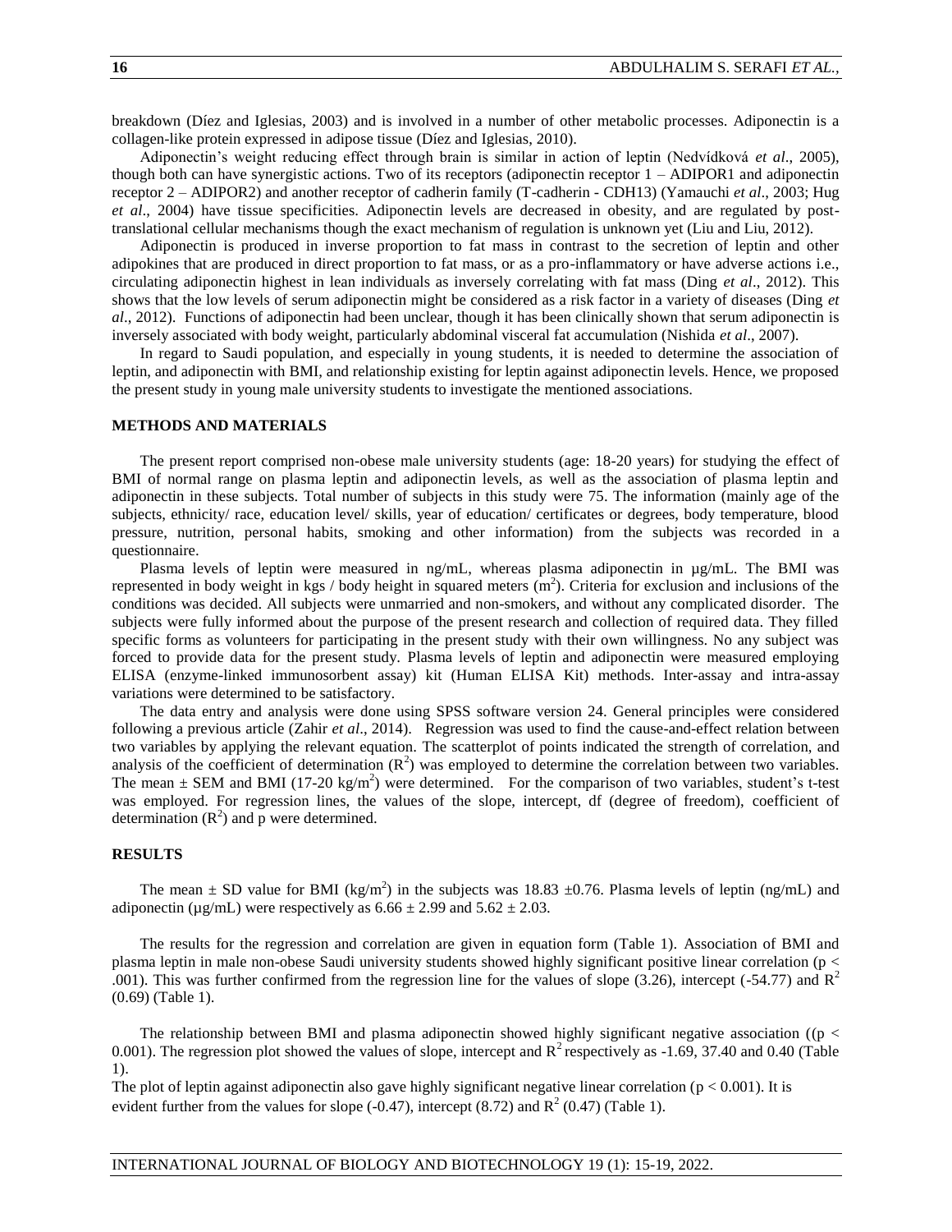breakdown (Díez and Iglesias, 2003) and is involved in a number of other metabolic processes. Adiponectin is a collagen-like protein expressed in adipose tissue (Díez and Iglesias, 2010).

Adiponectin's weight reducing effect through brain is similar in action of leptin (Nedvídková *et al*., 2005), though both can have synergistic actions. Two of its receptors (adiponectin receptor 1 – ADIPOR1 and adiponectin receptor 2 – ADIPOR2) and another receptor of cadherin family (T-cadherin - CDH13) (Yamauchi *et al*., 2003; Hug *et al*., 2004) have tissue specificities. Adiponectin levels are decreased in obesity, and are regulated by post-translational cellular mechanisms though the exact mechanism of regulation is unknown yet (Liu and Liu, 2012).

Adiponectin is produced in inverse proportion to fat mass in contrast to the secretion of leptin and other adipokines that are produced in direct proportion to fat mass, or as a pro-inflammatory or have adverse actions i.e., circulating adiponectin highest in lean individuals as inversely correlating with fat mass (Ding *et al*., 2012). This shows that the low levels of serum adiponectin might be considered as a risk factor in a variety of diseases (Ding *et al*., 2012). Functions of adiponectin had been unclear, though it has been clinically shown that serum adiponectin is inversely associated with body weight, particularly abdominal visceral fat accumulation (Nishida *et al*., 2007).

In regard to Saudi population, and especially in young students, it is needed to determine the association of leptin, and adiponectin with BMI, and relationship existing for leptin against adiponectin levels. Hence, we proposed the present study in young male university students to investigate the mentioned associations.

## METHODS AND MATERIALS

The present report comprised non-obese male university students (age: 18-20 years) for studying the effect of BMI of normal range on plasma leptin and adiponectin levels, as well as the association of plasma leptin and adiponectin in these subjects. Total number of subjects in this study were 75. The information (mainly age of the subjects, ethnicity/ race, education level/ skills, year of education/ certificates or degrees, body temperature, blood pressure, nutrition, personal habits, smoking and other information) from the subjects was recorded in a questionnaire.

Plasma levels of leptin were measured in ng/mL, whereas plasma adiponectin in µg/mL. The BMI was represented in body weight in kgs / body height in squared meters ($m^2$). Criteria for exclusion and inclusions of the conditions was decided. All subjects were unmarried and non-smokers, and without any complicated disorder. The subjects were fully informed about the purpose of the present research and collection of required data. They filled specific forms as volunteers for participating in the present study with their own willingness. No any subject was forced to provide data for the present study. Plasma levels of leptin and adiponectin were measured employing ELISA (enzyme-linked immunosorbent assay) kit (Human ELISA Kit) methods. Inter-assay and intra-assay variations were determined to be satisfactory.

The data entry and analysis were done using SPSS software version 24. General principles were considered following a previous article (Zahir *et al*., 2014). Regression was used to find the cause-and-effect relation between two variables by applying the relevant equation. The scatterplot of points indicated the strength of correlation, and analysis of the coefficient of determination ($R^2$) was employed to determine the correlation between two variables. The mean ± SEM and BMI (17-20 kg/$m^2$) were determined. For the comparison of two variables, student's t-test was employed. For regression lines, the values of the slope, intercept, df (degree of freedom), coefficient of determination ($R^2$) and p were determined.

## RESULTS

The mean ± SD value for BMI (kg/$m^2$) in the subjects was 18.83 ±0.76. Plasma levels of leptin (ng/mL) and adiponectin (µg/mL) were respectively as 6.66 ± 2.99 and 5.62 ± 2.03.

The results for the regression and correlation are given in equation form (Table 1). Association of BMI and plasma leptin in male non-obese Saudi university students showed highly significant positive linear correlation ($p < .001$). This was further confirmed from the regression line for the values of slope (3.26), intercept (-54.77) and $R^2$ (0.69) (Table 1).

The relationship between BMI and plasma adiponectin showed highly significant negative association (($p < 0.001$). The regression plot showed the values of slope, intercept and $R^2$ respectively as -1.69, 37.40 and 0.40 (Table 1).

The plot of leptin against adiponectin also gave highly significant negative linear correlation ($p < 0.001$). It is evident further from the values for slope (-0.47), intercept (8.72) and $R^2$ (0.47) (Table 1).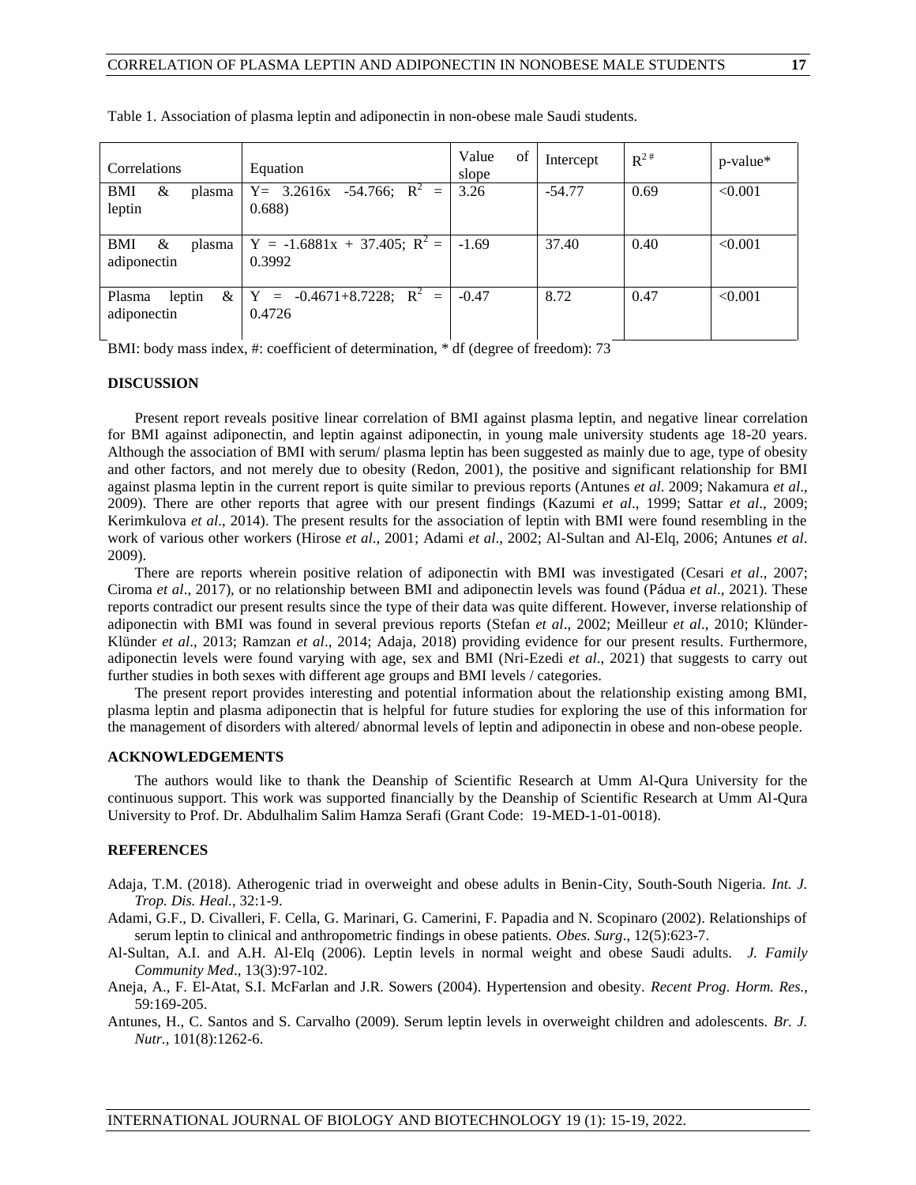Table 1. Association of plasma leptin and adiponectin in non-obese male Saudi students.

| Correlations | Equation | Value of slope | Intercept | $R^{2\#}$ | p-value* |
|---|---|---|---|---|---|
| BMI & plasma leptin | Y= 3.2616x -54.766; $R^2$ = 0.688) | 3.26 | -54.77 | 0.69 | <0.001 |
| BMI & plasma adiponectin | Y = -1.6881x + 37.405; $R^2$ = 0.3992 | -1.69 | 37.40 | 0.40 | <0.001 |
| Plasma leptin & adiponectin | Y = -0.4671+8.7228; $R^2$ = 0.4726 | -0.47 | 8.72 | 0.47 | <0.001 |

BMI: body mass index, #: coefficient of determination, * df (degree of freedom): 73

## DISCUSSION

Present report reveals positive linear correlation of BMI against plasma leptin, and negative linear correlation for BMI against adiponectin, and leptin against adiponectin, in young male university students age 18-20 years. Although the association of BMI with serum/ plasma leptin has been suggested as mainly due to age, type of obesity and other factors, and not merely due to obesity (Redon, 2001), the positive and significant relationship for BMI against plasma leptin in the current report is quite similar to previous reports (Antunes *et al*. 2009; Nakamura *et al*., 2009). There are other reports that agree with our present findings (Kazumi *et al*., 1999; Sattar *et al*., 2009; Kerimkulova *et al*., 2014). The present results for the association of leptin with BMI were found resembling in the work of various other workers (Hirose *et al*., 2001; Adami *et al*., 2002; Al-Sultan and Al-Elq, 2006; Antunes *et al*. 2009).

There are reports wherein positive relation of adiponectin with BMI was investigated (Cesari *et al*., 2007; Ciroma *et al*., 2017), or no relationship between BMI and adiponectin levels was found (Pádua *et al*., 2021). These reports contradict our present results since the type of their data was quite different. However, inverse relationship of adiponectin with BMI was found in several previous reports (Stefan *et al*., 2002; Meilleur *et al*., 2010; Klünder-Klünder *et al*., 2013; Ramzan *et al*., 2014; Adaja, 2018) providing evidence for our present results. Furthermore, adiponectin levels were found varying with age, sex and BMI (Nri-Ezedi *et al*., 2021) that suggests to carry out further studies in both sexes with different age groups and BMI levels / categories.

The present report provides interesting and potential information about the relationship existing among BMI, plasma leptin and plasma adiponectin that is helpful for future studies for exploring the use of this information for the management of disorders with altered/ abnormal levels of leptin and adiponectin in obese and non-obese people.

## ACKNOWLEDGEMENTS

The authors would like to thank the Deanship of Scientific Research at Umm Al-Qura University for the continuous support. This work was supported financially by the Deanship of Scientific Research at Umm Al-Qura University to Prof. Dr. Abdulhalim Salim Hamza Serafi (Grant Code: 19-MED-1-01-0018).

## REFERENCES

Adaja, T.M. (2018). Atherogenic triad in overweight and obese adults in Benin-City, South-South Nigeria. *Int. J. Trop. Dis. Heal.*, 32:1-9.

Adami, G.F., D. Civalleri, F. Cella, G. Marinari, G. Camerini, F. Papadia and N. Scopinaro (2002). Relationships of serum leptin to clinical and anthropometric findings in obese patients. *Obes. Surg*., 12(5):623-7.

Al-Sultan, A.I. and A.H. Al-Elq (2006). Leptin levels in normal weight and obese Saudi adults. *J. Family Community Med*., 13(3):97-102.

Aneja, A., F. El-Atat, S.I. McFarlan and J.R. Sowers (2004). Hypertension and obesity. *Recent Prog. Horm. Res.*, 59:169-205.

Antunes, H., C. Santos and S. Carvalho (2009). Serum leptin levels in overweight children and adolescents. *Br. J. Nutr.*, 101(8):1262-6.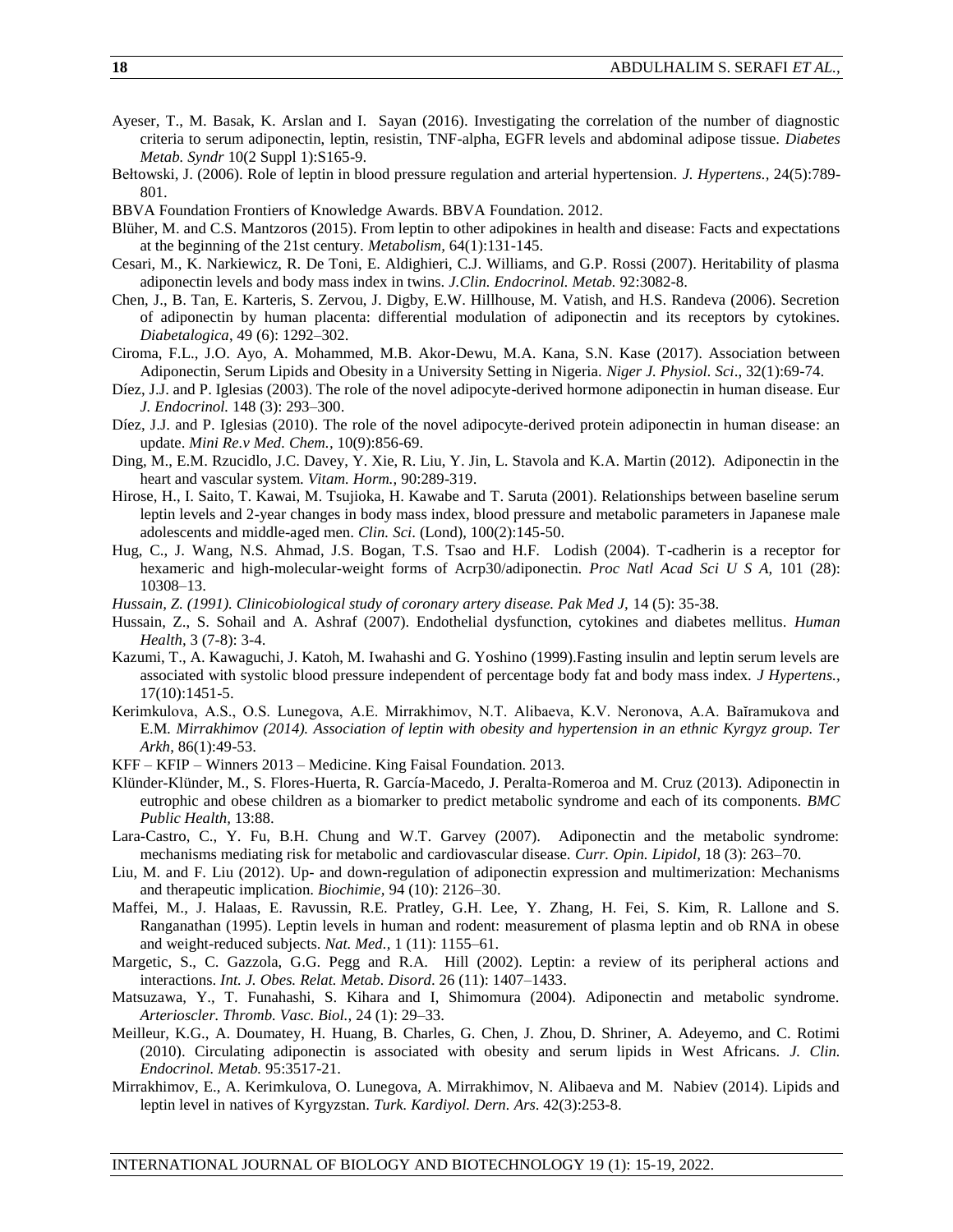Ayeser, T., M. Basak, K. Arslan and I. Sayan (2016). Investigating the correlation of the number of diagnostic criteria to serum adiponectin, leptin, resistin, TNF-alpha, EGFR levels and abdominal adipose tissue. *Diabetes Metab. Syndr* 10(2 Suppl 1):S165-9.

Bełtowski, J. (2006). Role of leptin in blood pressure regulation and arterial hypertension. *J. Hypertens.,* 24(5):789-801.

BBVA Foundation Frontiers of Knowledge Awards. BBVA Foundation. 2012.

Blüher, M. and C.S. Mantzoros (2015). From leptin to other adipokines in health and disease: Facts and expectations at the beginning of the 21st century. *Metabolism,* 64(1):131-145.

Cesari, M., K. Narkiewicz, R. De Toni, E. Aldighieri, C.J. Williams, and G.P. Rossi (2007). Heritability of plasma adiponectin levels and body mass index in twins. *J.Clin. Endocrinol. Metab.* 92:3082-8.

Chen, J., B. Tan, E. Karteris, S. Zervou, J. Digby, E.W. Hillhouse, M. Vatish, and H.S. Randeva (2006). Secretion of adiponectin by human placenta: differential modulation of adiponectin and its receptors by cytokines. *Diabetalogica,* 49 (6): 1292–302.

Ciroma, F.L., J.O. Ayo, A. Mohammed, M.B. Akor-Dewu, M.A. Kana, S.N. Kase (2017). Association between Adiponectin, Serum Lipids and Obesity in a University Setting in Nigeria. *Niger J. Physiol. Sci*., 32(1):69-74.

Díez, J.J. and P. Iglesias (2003). The role of the novel adipocyte-derived hormone adiponectin in human disease. Eur *J. Endocrinol.* 148 (3): 293–300.

Díez, J.J. and P. Iglesias (2010). The role of the novel adipocyte-derived protein adiponectin in human disease: an update. *Mini Re.v Med. Chem.,* 10(9):856-69.

Ding, M., E.M. Rzucidlo, J.C. Davey, Y. Xie, R. Liu, Y. Jin, L. Stavola and K.A. Martin (2012). Adiponectin in the heart and vascular system. *Vitam. Horm.,* 90:289-319.

Hirose, H., I. Saito, T. Kawai, M. Tsujioka, H. Kawabe and T. Saruta (2001). Relationships between baseline serum leptin levels and 2-year changes in body mass index, blood pressure and metabolic parameters in Japanese male adolescents and middle-aged men. *Clin. Sci.* (Lond), 100(2):145-50.

Hug, C., J. Wang, N.S. Ahmad, J.S. Bogan, T.S. Tsao and H.F. Lodish (2004). T-cadherin is a receptor for hexameric and high-molecular-weight forms of Acrp30/adiponectin. *Proc Natl Acad Sci U S A,* 101 (28): 10308–13.

*Hussain, Z. (1991). Clinicobiological study of coronary artery disease. Pak Med J,* 14 (5): 35-38.

Hussain, Z., S. Sohail and A. Ashraf (2007). Endothelial dysfunction, cytokines and diabetes mellitus. *Human Health,* 3 (7-8): 3-4.

Kazumi, T., A. Kawaguchi, J. Katoh, M. Iwahashi and G. Yoshino (1999).Fasting insulin and leptin serum levels are associated with systolic blood pressure independent of percentage body fat and body mass index. *J Hypertens.,* 17(10):1451-5.

Kerimkulova, A.S., O.S. Lunegova, A.E. Mirrakhimov, N.T. Alibaeva, K.V. Neronova, A.A. Baĭramukova and E.M. *Mirrakhimov (2014). Association of leptin with obesity and hypertension in an ethnic Kyrgyz group. Ter Arkh,* 86(1):49-53.

KFF – KFIP – Winners 2013 – Medicine. King Faisal Foundation. 2013.

Klünder-Klünder, M., S. Flores-Huerta, R. García-Macedo, J. Peralta-Romeroa and M. Cruz (2013). Adiponectin in eutrophic and obese children as a biomarker to predict metabolic syndrome and each of its components. *BMC Public Health,* 13:88.

Lara-Castro, C., Y. Fu, B.H. Chung and W.T. Garvey (2007). Adiponectin and the metabolic syndrome: mechanisms mediating risk for metabolic and cardiovascular disease. *Curr. Opin. Lipidol,* 18 (3): 263–70.

Liu, M. and F. Liu (2012). Up- and down-regulation of adiponectin expression and multimerization: Mechanisms and therapeutic implication. *Biochimie,* 94 (10): 2126–30.

Maffei, M., J. Halaas, E. Ravussin, R.E. Pratley, G.H. Lee, Y. Zhang, H. Fei, S. Kim, R. Lallone and S. Ranganathan (1995). Leptin levels in human and rodent: measurement of plasma leptin and ob RNA in obese and weight-reduced subjects. *Nat. Med.,* 1 (11): 1155–61.

Margetic, S., C. Gazzola, G.G. Pegg and R.A. Hill (2002). Leptin: a review of its peripheral actions and interactions. *Int. J. Obes. Relat. Metab. Disord*. 26 (11): 1407–1433.

Matsuzawa, Y., T. Funahashi, S. Kihara and I, Shimomura (2004). Adiponectin and metabolic syndrome. *Arterioscler. Thromb. Vasc. Biol.,* 24 (1): 29–33.

Meilleur, K.G., A. Doumatey, H. Huang, B. Charles, G. Chen, J. Zhou, D. Shriner, A. Adeyemo, and C. Rotimi (2010). Circulating adiponectin is associated with obesity and serum lipids in West Africans. *J. Clin. Endocrinol. Metab.* 95:3517-21.

Mirrakhimov, E., A. Kerimkulova, O. Lunegova, A. Mirrakhimov, N. Alibaeva and M. Nabiev (2014). Lipids and leptin level in natives of Kyrgyzstan. *Turk. Kardiyol. Dern. Ars.* 42(3):253-8.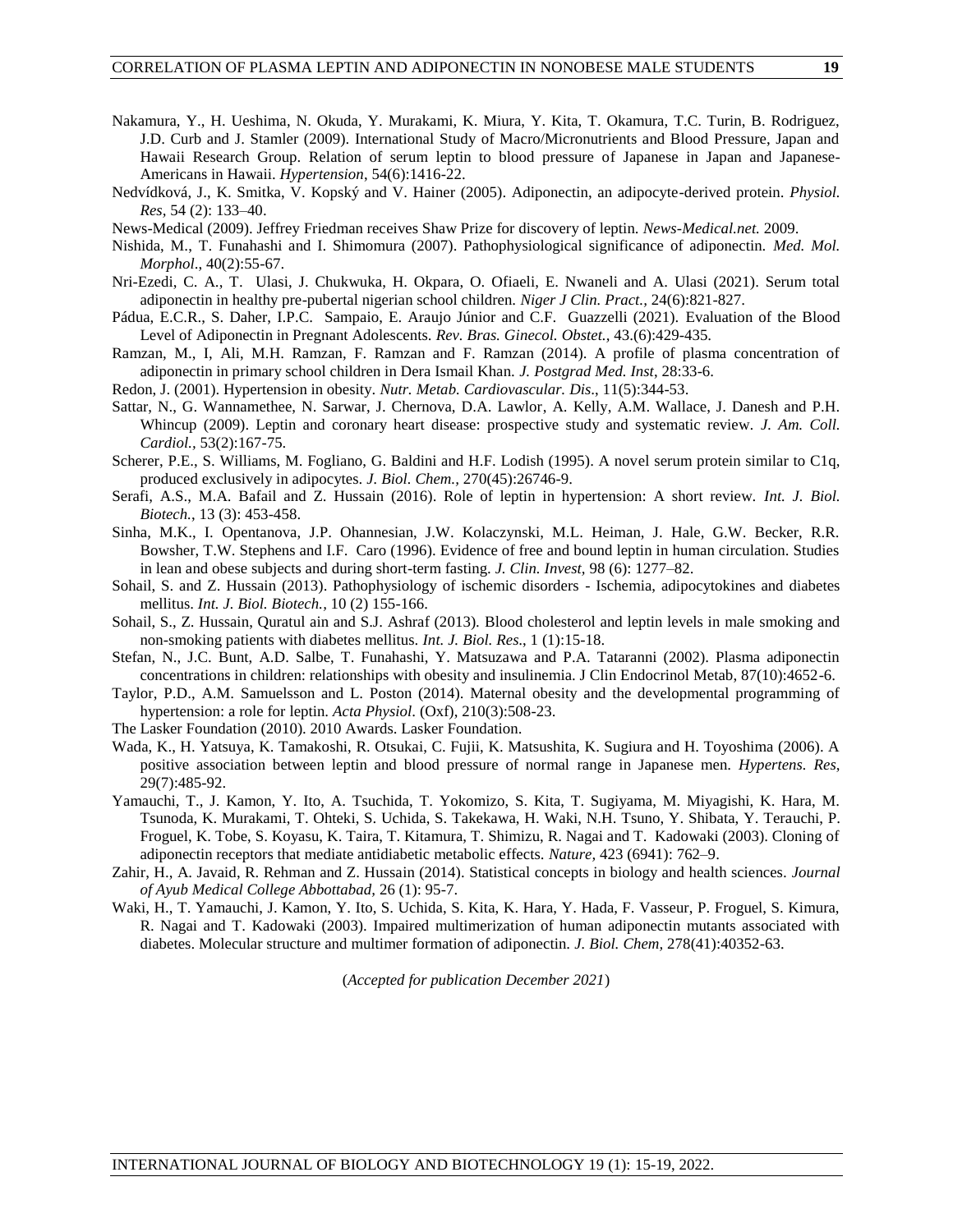Nakamura, Y., H. Ueshima, N. Okuda, Y. Murakami, K. Miura, Y. Kita, T. Okamura, T.C. Turin, B. Rodriguez, J.D. Curb and J. Stamler (2009). International Study of Macro/Micronutrients and Blood Pressure, Japan and Hawaii Research Group. Relation of serum leptin to blood pressure of Japanese in Japan and Japanese-Americans in Hawaii. *Hypertension*, 54(6):1416-22.

Nedvídková, J., K. Smitka, V. Kopský and V. Hainer (2005). Adiponectin, an adipocyte-derived protein. *Physiol. Res*, 54 (2): 133–40.

News-Medical (2009). Jeffrey Friedman receives Shaw Prize for discovery of leptin. *News-Medical.net.* 2009.

Nishida, M., T. Funahashi and I. Shimomura (2007). Pathophysiological significance of adiponectin. *Med. Mol. Morphol*., 40(2):55-67.

Nri-Ezedi, C. A., T. Ulasi, J. Chukwuka, H. Okpara, O. Ofiaeli, E. Nwaneli and A. Ulasi (2021). Serum total adiponectin in healthy pre-pubertal nigerian school children. *Niger J Clin. Pract.,* 24(6):821-827.

Pádua, E.C.R., S. Daher, I.P.C. Sampaio, E. Araujo Júnior and C.F. Guazzelli (2021). Evaluation of the Blood Level of Adiponectin in Pregnant Adolescents. *Rev. Bras. Ginecol. Obstet.,* 43.(6):429-435.

Ramzan, M., I, Ali, M.H. Ramzan, F. Ramzan and F. Ramzan (2014). A profile of plasma concentration of adiponectin in primary school children in Dera Ismail Khan. *J. Postgrad Med. Inst*, 28:33-6.

Redon, J. (2001). Hypertension in obesity. *Nutr. Metab. Cardiovascular. Dis*., 11(5):344-53.

Sattar, N., G. Wannamethee, N. Sarwar, J. Chernova, D.A. Lawlor, A. Kelly, A.M. Wallace, J. Danesh and P.H. Whincup (2009). Leptin and coronary heart disease: prospective study and systematic review. *J. Am. Coll. Cardiol.*, 53(2):167-75.

Scherer, P.E., S. Williams, M. Fogliano, G. Baldini and H.F. Lodish (1995). A novel serum protein similar to C1q, produced exclusively in adipocytes. *J. Biol. Chem.*, 270(45):26746-9.

Serafi, A.S., M.A. Bafail and Z. Hussain (2016). Role of leptin in hypertension: A short review. *Int. J. Biol. Biotech.*, 13 (3): 453-458.

Sinha, M.K., I. Opentanova, J.P. Ohannesian, J.W. Kolaczynski, M.L. Heiman, J. Hale, G.W. Becker, R.R. Bowsher, T.W. Stephens and I.F. Caro (1996). Evidence of free and bound leptin in human circulation. Studies in lean and obese subjects and during short-term fasting. *J. Clin. Invest*, 98 (6): 1277–82.

Sohail, S. and Z. Hussain (2013). Pathophysiology of ischemic disorders - Ischemia, adipocytokines and diabetes mellitus. *Int. J. Biol. Biotech.,* 10 (2) 155-166.

Sohail, S., Z. Hussain, Quratul ain and S.J. Ashraf (2013). Blood cholesterol and leptin levels in male smoking and non-smoking patients with diabetes mellitus. *Int. J. Biol. Res*., 1 (1):15-18.

Stefan, N., J.C. Bunt, A.D. Salbe, T. Funahashi, Y. Matsuzawa and P.A. Tataranni (2002). Plasma adiponectin concentrations in children: relationships with obesity and insulinemia. J Clin Endocrinol Metab, 87(10):4652-6.

Taylor, P.D., A.M. Samuelsson and L. Poston (2014). Maternal obesity and the developmental programming of hypertension: a role for leptin. *Acta Physiol*. (Oxf), 210(3):508-23.

The Lasker Foundation (2010). 2010 Awards. Lasker Foundation.

Wada, K., H. Yatsuya, K. Tamakoshi, R. Otsukai, C. Fujii, K. Matsushita, K. Sugiura and H. Toyoshima (2006). A positive association between leptin and blood pressure of normal range in Japanese men. *Hypertens. Res*, 29(7):485-92.

Yamauchi, T., J. Kamon, Y. Ito, A. Tsuchida, T. Yokomizo, S. Kita, T. Sugiyama, M. Miyagishi, K. Hara, M. Tsunoda, K. Murakami, T. Ohteki, S. Uchida, S. Takekawa, H. Waki, N.H. Tsuno, Y. Shibata, Y. Terauchi, P. Froguel, K. Tobe, S. Koyasu, K. Taira, T. Kitamura, T. Shimizu, R. Nagai and T. Kadowaki (2003). Cloning of adiponectin receptors that mediate antidiabetic metabolic effects. *Nature*, 423 (6941): 762–9.

Zahir, H., A. Javaid, R. Rehman and Z. Hussain (2014). Statistical concepts in biology and health sciences. *Journal of Ayub Medical College Abbottabad,* 26 (1): 95-7.

Waki, H., T. Yamauchi, J. Kamon, Y. Ito, S. Uchida, S. Kita, K. Hara, Y. Hada, F. Vasseur, P. Froguel, S. Kimura, R. Nagai and T. Kadowaki (2003). Impaired multimerization of human adiponectin mutants associated with diabetes. Molecular structure and multimer formation of adiponectin. *J. Biol. Chem,* 278(41):40352-63.

(*Accepted for publication December 2021*)